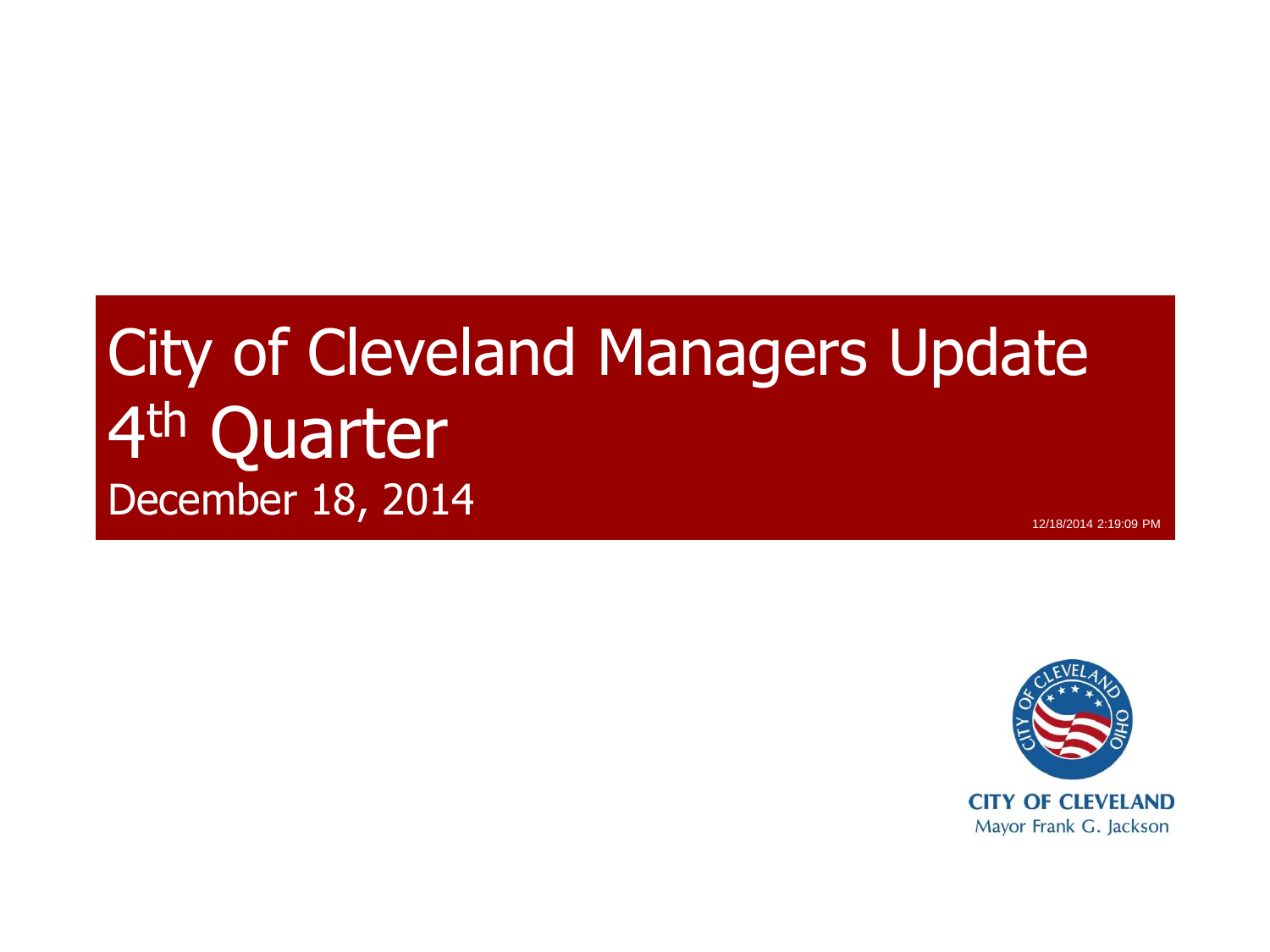# City of Cleveland Managers Update 4th Quarter

December 18, 2014

12/18/2014 2:19:09 PM

**CITY OF CLEVELAND**
Mayor Frank G. Jackson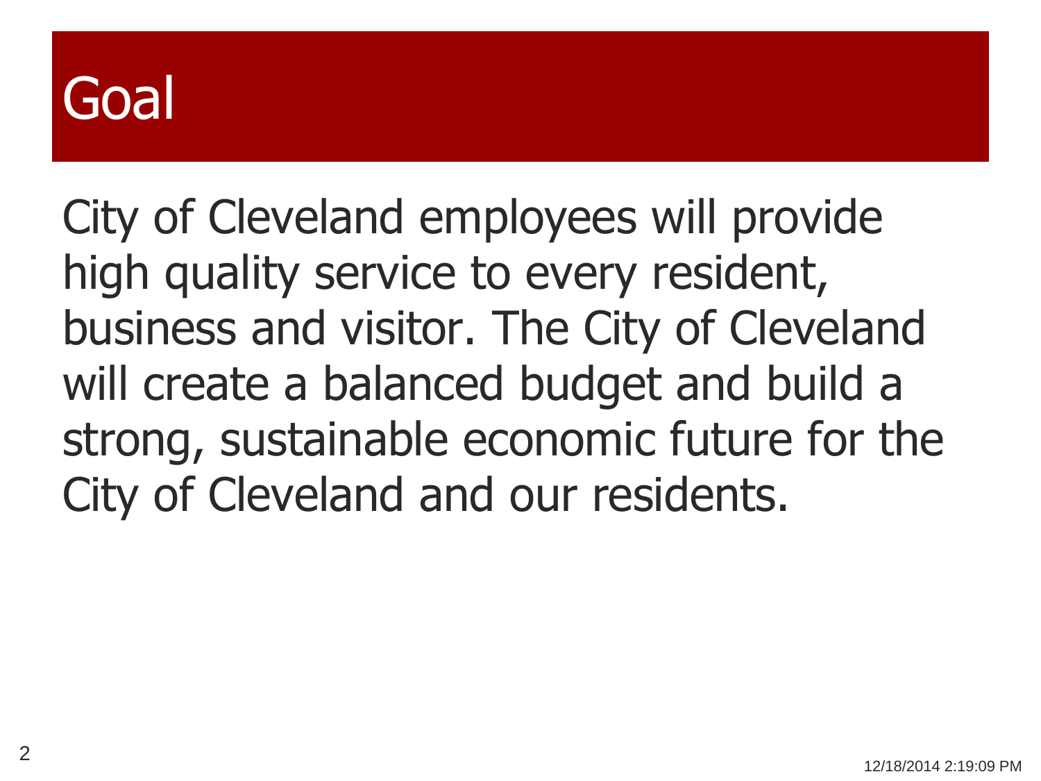# Goal

City of Cleveland employees will provide high quality service to every resident, business and visitor. The City of Cleveland will create a balanced budget and build a strong, sustainable economic future for the City of Cleveland and our residents.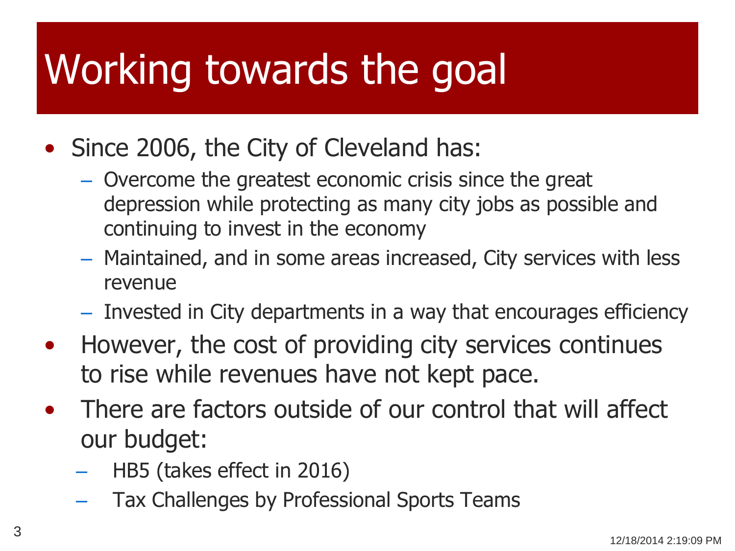# Working towards the goal

- Since 2006, the City of Cleveland has:
  - Overcome the greatest economic crisis since the great depression while protecting as many city jobs as possible and continuing to invest in the economy
  - Maintained, and in some areas increased, City services with less revenue
  - Invested in City departments in a way that encourages efficiency
- However, the cost of providing city services continues to rise while revenues have not kept pace.
- There are factors outside of our control that will affect our budget:
  - HB5 (takes effect in 2016)
  - Tax Challenges by Professional Sports Teams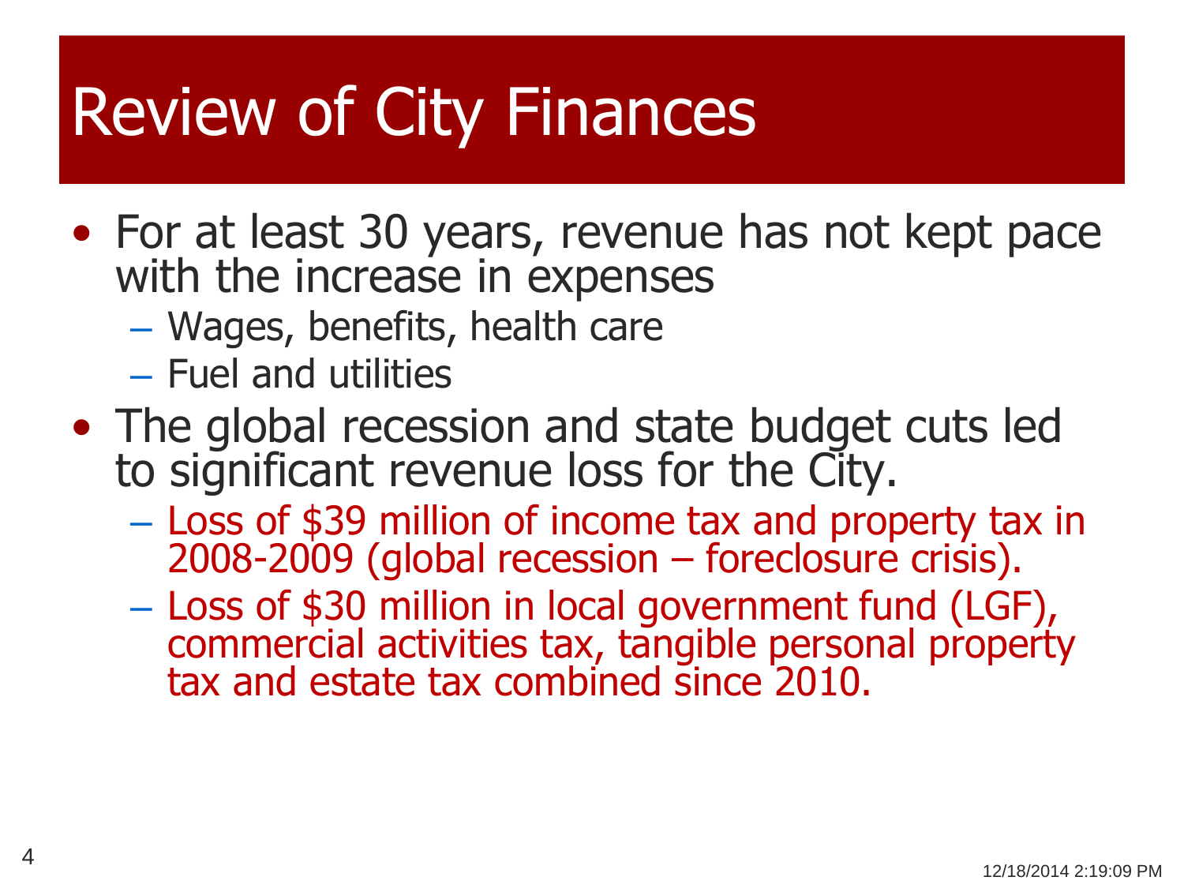# Review of City Finances

- For at least 30 years, revenue has not kept pace with the increase in expenses
  - Wages, benefits, health care
  - Fuel and utilities
- The global recession and state budget cuts led to significant revenue loss for the City.
  - Loss of $39 million of income tax and property tax in 2008-2009 (global recession – foreclosure crisis).
  - Loss of $30 million in local government fund (LGF), commercial activities tax, tangible personal property tax and estate tax combined since 2010.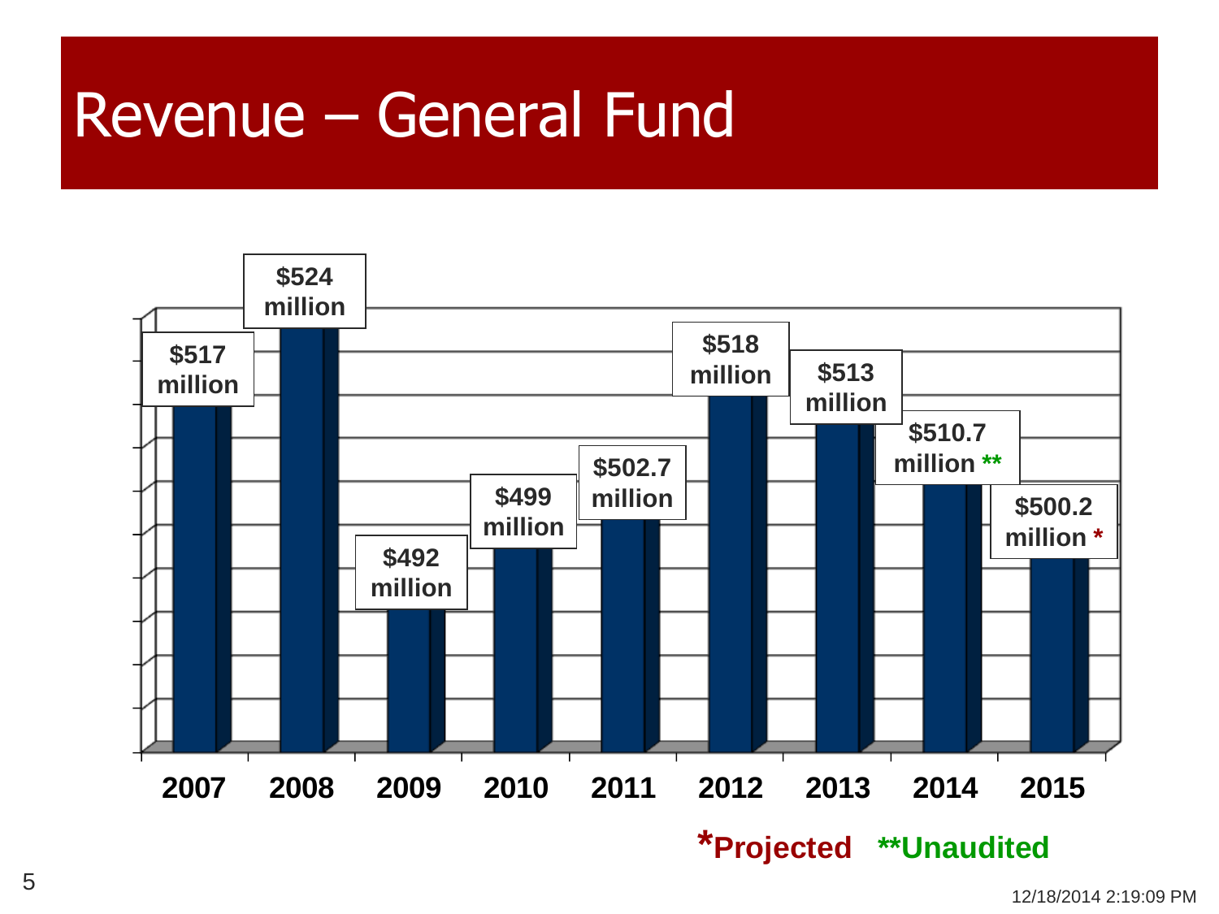# Revenue – General Fund

| Year | Revenue |
| --- | --- |
| 2007 | $517 million |
| 2008 | $524 million |
| 2009 | $492 million |
| 2010 | $499 million |
| 2011 | $502.7 million |
| 2012 | $518 million |
| 2013 | $513 million |
| 2014 | $510.7 million ** |
| 2015 | $500.2 million * |

*Projected **Unaudited

12/18/2014 2:19:09 PM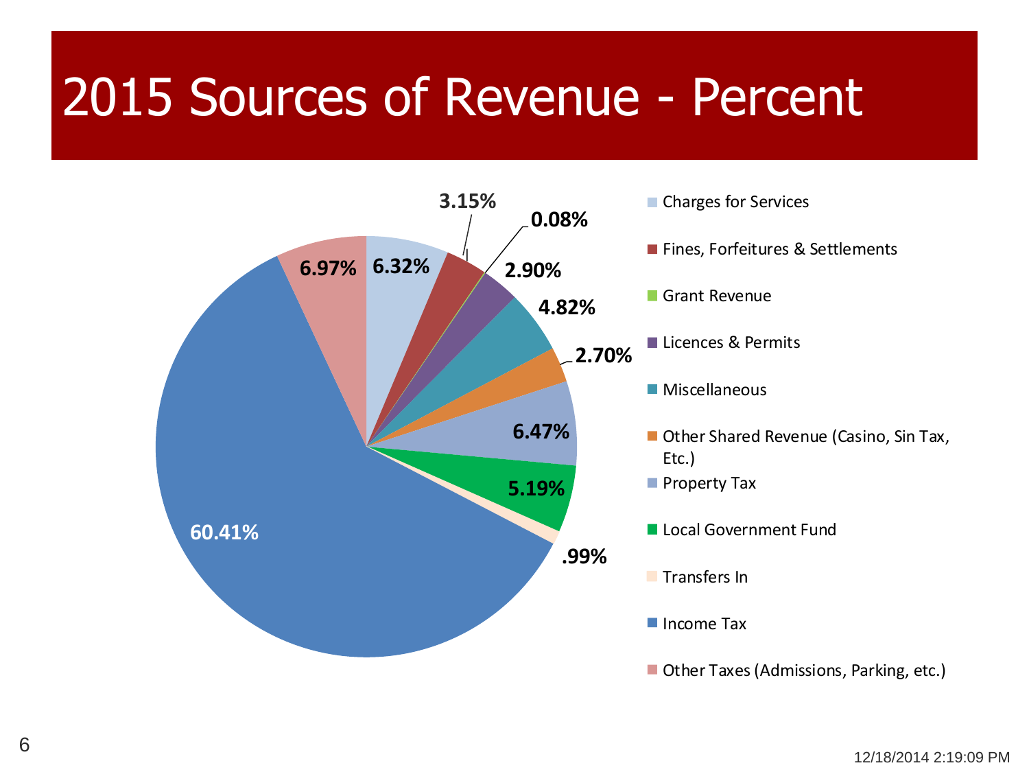# 2015 Sources of Revenue - Percent

| Source | Percent |
| --- | --- |
| Charges for Services | 6.32% |
| Fines, Forfeitures & Settlements | 3.15% |
| Grant Revenue | 0.08% |
| Licences & Permits | 2.90% |
| Miscellaneous | 4.82% |
| Other Shared Revenue (Casino, Sin Tax, Etc.) | 2.70% |
| Property Tax | 6.47% |
| Local Government Fund | 5.19% |
| Transfers In | .99% |
| Income Tax | 60.41% |
| Other Taxes (Admissions, Parking, etc.) | 6.97% |

12/18/2014 2:19:09 PM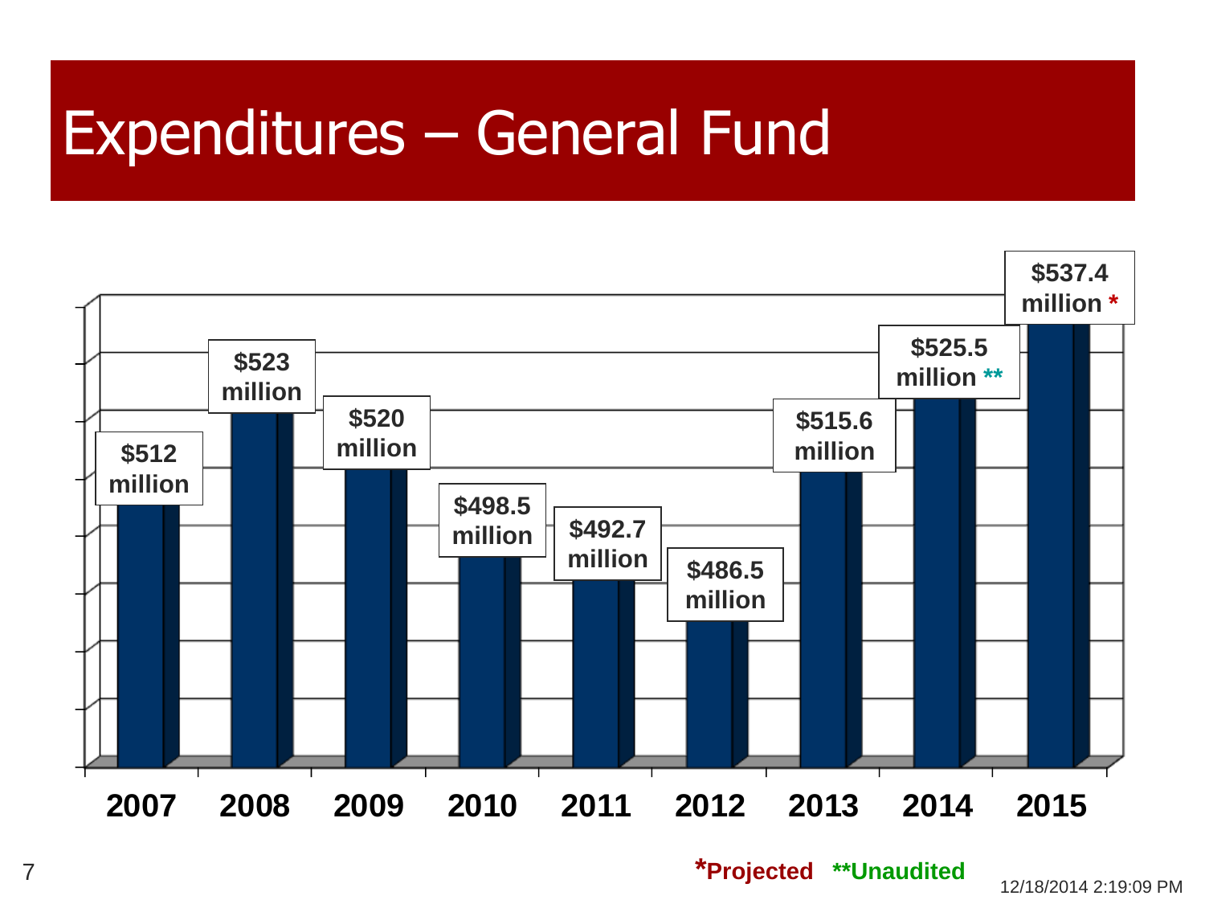# Expenditures – General Fund

| Year | Expenditures |
|---|---|
| 2007 | $512 million |
| 2008 | $523 million |
| 2009 | $520 million |
| 2010 | $498.5 million |
| 2011 | $492.7 million |
| 2012 | $486.5 million |
| 2013 | $515.6 million |
| 2014 | $525.5 million ** |
| 2015 | $537.4 million * |

*Projected **Unaudited

12/18/2014 2:19:09 PM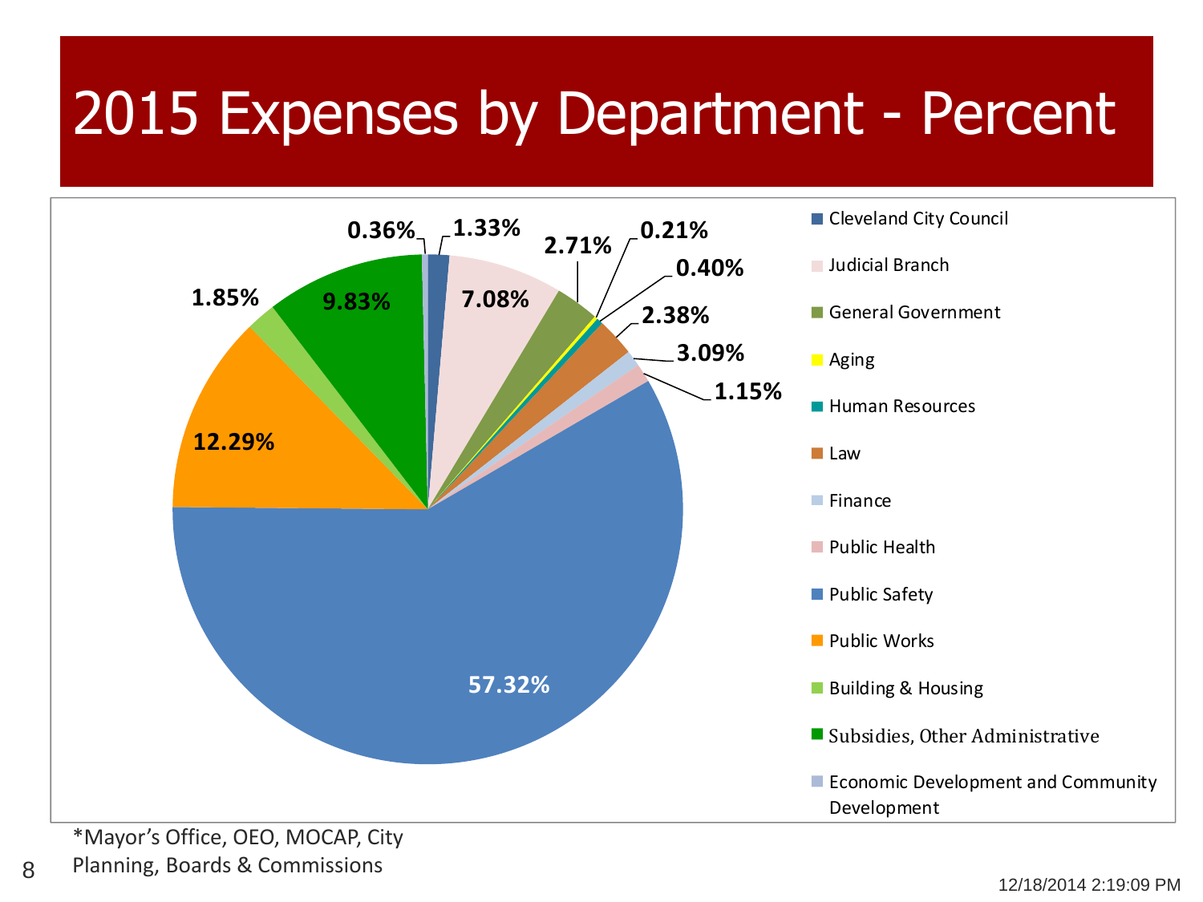# 2015 Expenses by Department - Percent

| Department | Percent |
|---|---|
| Cleveland City Council | 1.33% |
| Judicial Branch | 7.08% |
| General Government | 2.71% |
| Aging | 0.21% |
| Human Resources | 0.40% |
| Law | 2.38% |
| Finance | 3.09% |
| Public Health | 1.15% |
| Public Safety | 57.32% |
| Public Works | 12.29% |
| Building & Housing | 1.85% |
| Subsidies, Other Administrative | 9.83% |
| Economic Development and Community Development | 0.36% |

*Mayor's Office, OEO, MOCAP, City Planning, Boards & Commissions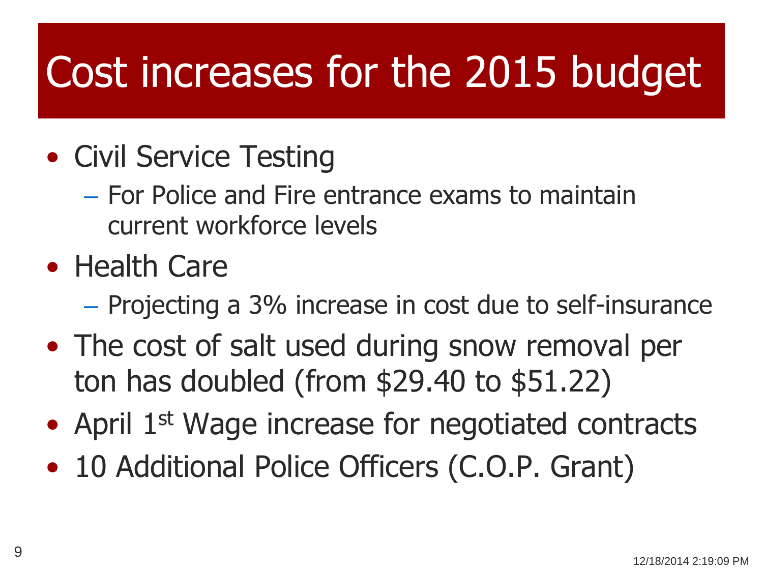# Cost increases for the 2015 budget

- Civil Service Testing
  - For Police and Fire entrance exams to maintain current workforce levels
- Health Care
  - Projecting a 3% increase in cost due to self-insurance
- The cost of salt used during snow removal per ton has doubled (from $29.40 to $51.22)
- April 1st Wage increase for negotiated contracts
- 10 Additional Police Officers (C.O.P. Grant)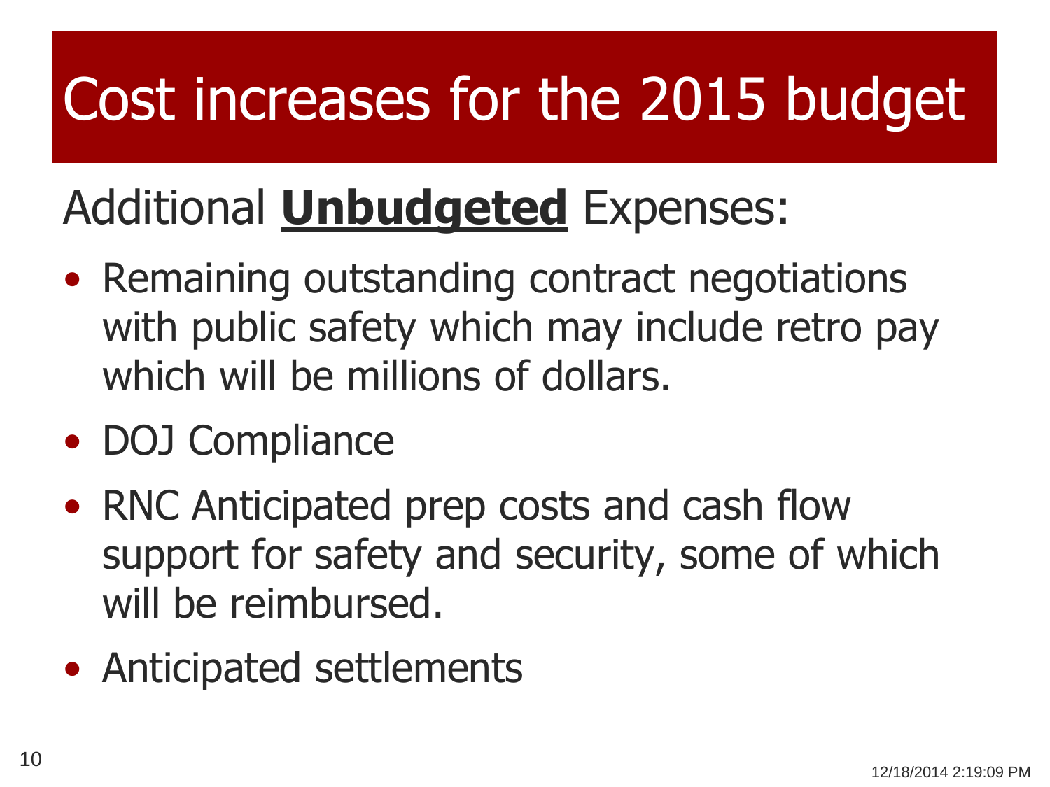# Cost increases for the 2015 budget

Additional **Unbudgeted** Expenses:

- Remaining outstanding contract negotiations with public safety which may include retro pay which will be millions of dollars.
- DOJ Compliance
- RNC Anticipated prep costs and cash flow support for safety and security, some of which will be reimbursed.
- Anticipated settlements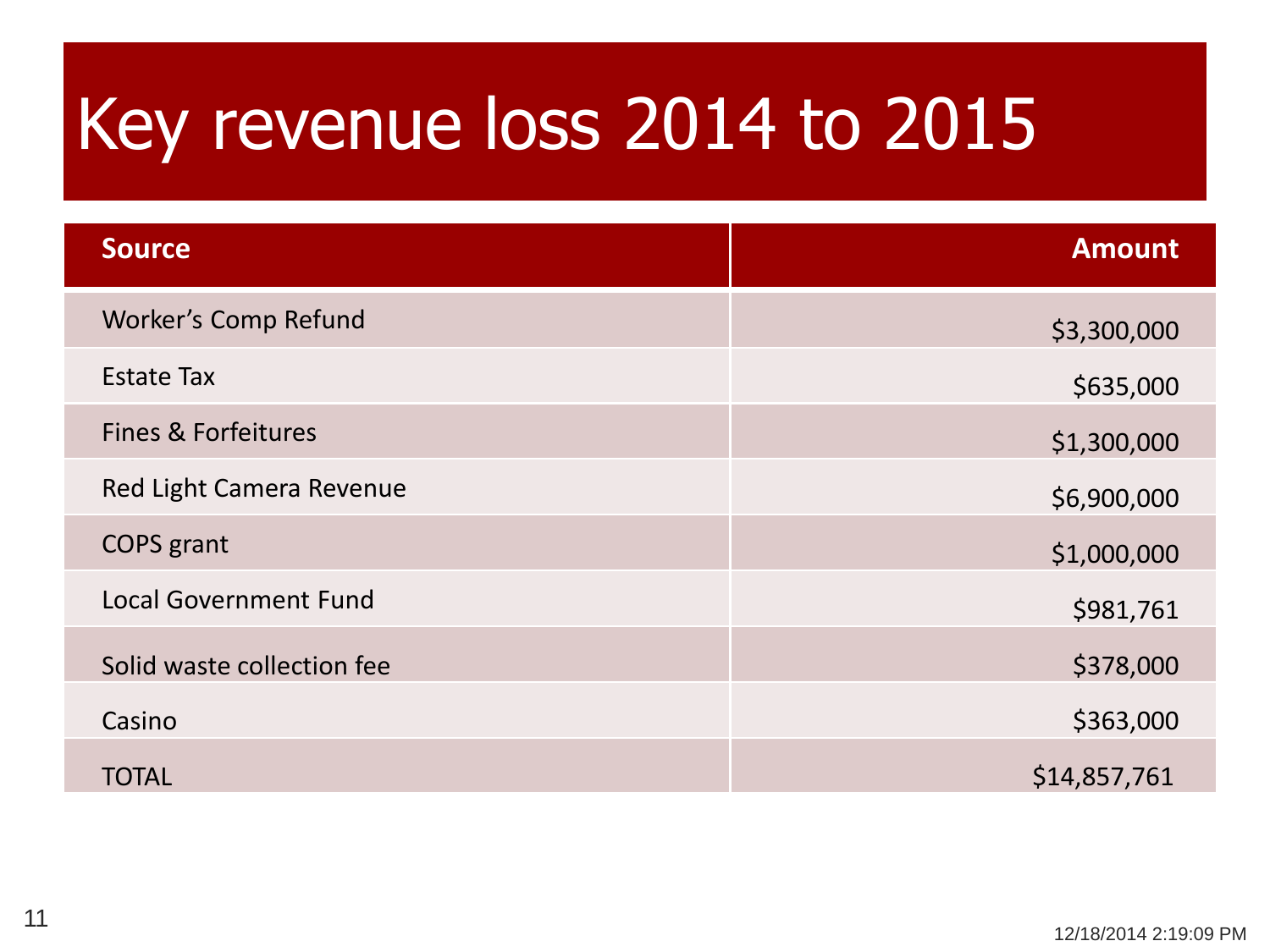# Key revenue loss 2014 to 2015

| Source | Amount |
|---|---:|
| Worker's Comp Refund | $3,300,000 |
| Estate Tax | $635,000 |
| Fines & Forfeitures | $1,300,000 |
| Red Light Camera Revenue | $6,900,000 |
| COPS grant | $1,000,000 |
| Local Government Fund | $981,761 |
| Solid waste collection fee | $378,000 |
| Casino | $363,000 |
| TOTAL | $14,857,761 |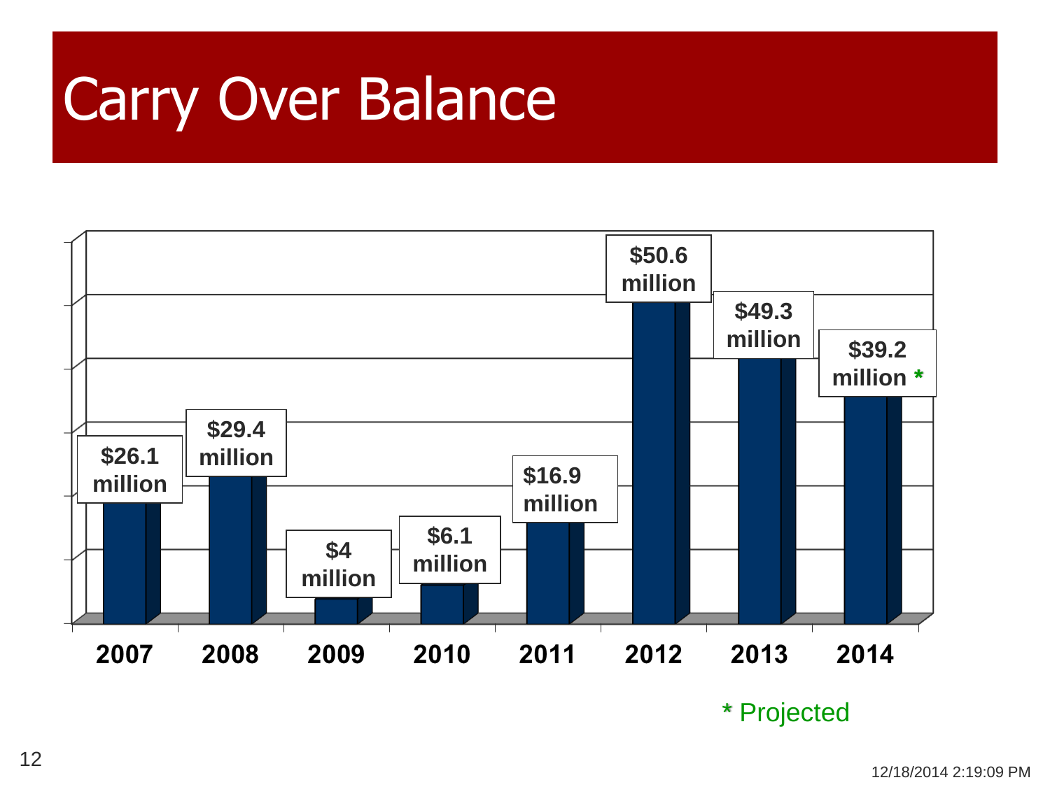# Carry Over Balance

| Year | Carry Over Balance |
|---|---|
| 2007 | $26.1 million |
| 2008 | $29.4 million |
| 2009 | $4 million |
| 2010 | $6.1 million |
| 2011 | $16.9 million |
| 2012 | $50.6 million |
| 2013 | $49.3 million |
| 2014 | $39.2 million * |

\* Projected

12/18/2014 2:19:09 PM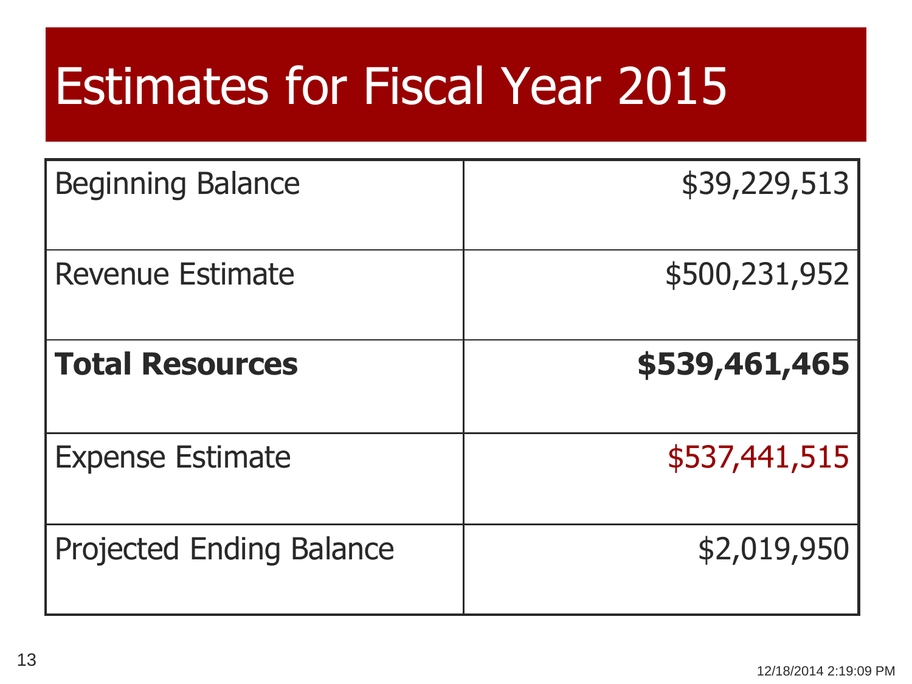# Estimates for Fiscal Year 2015

| | |
|---|---:|
| Beginning Balance | $39,229,513 |
| Revenue Estimate | $500,231,952 |
| **Total Resources** | **$539,461,465** |
| Expense Estimate | $537,441,515 |
| Projected Ending Balance | $2,019,950 |

12/18/2014 2:19:09 PM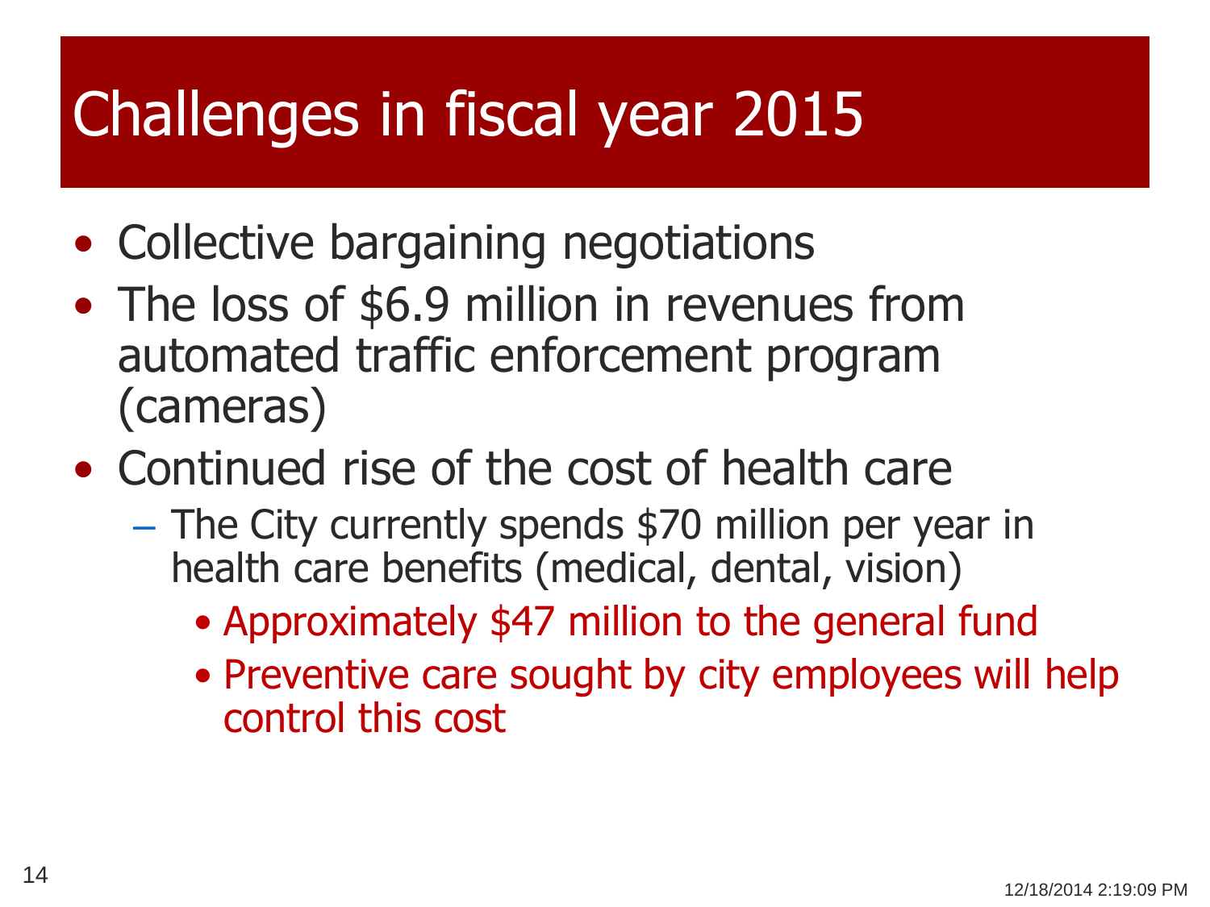# Challenges in fiscal year 2015

- Collective bargaining negotiations
- The loss of $6.9 million in revenues from automated traffic enforcement program (cameras)
- Continued rise of the cost of health care
  - The City currently spends $70 million per year in health care benefits (medical, dental, vision)
    - Approximately $47 million to the general fund
    - Preventive care sought by city employees will help control this cost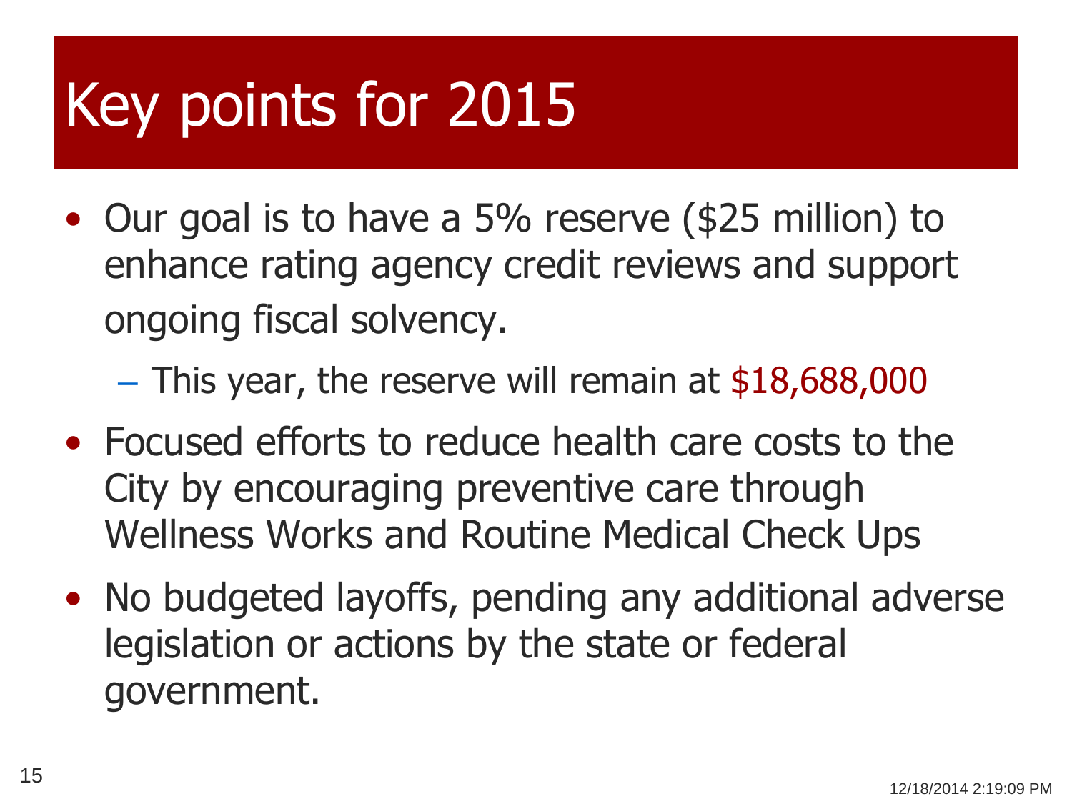# Key points for 2015

- Our goal is to have a 5% reserve ($25 million) to enhance rating agency credit reviews and support ongoing fiscal solvency.
  - This year, the reserve will remain at $18,688,000
- Focused efforts to reduce health care costs to the City by encouraging preventive care through Wellness Works and Routine Medical Check Ups
- No budgeted layoffs, pending any additional adverse legislation or actions by the state or federal government.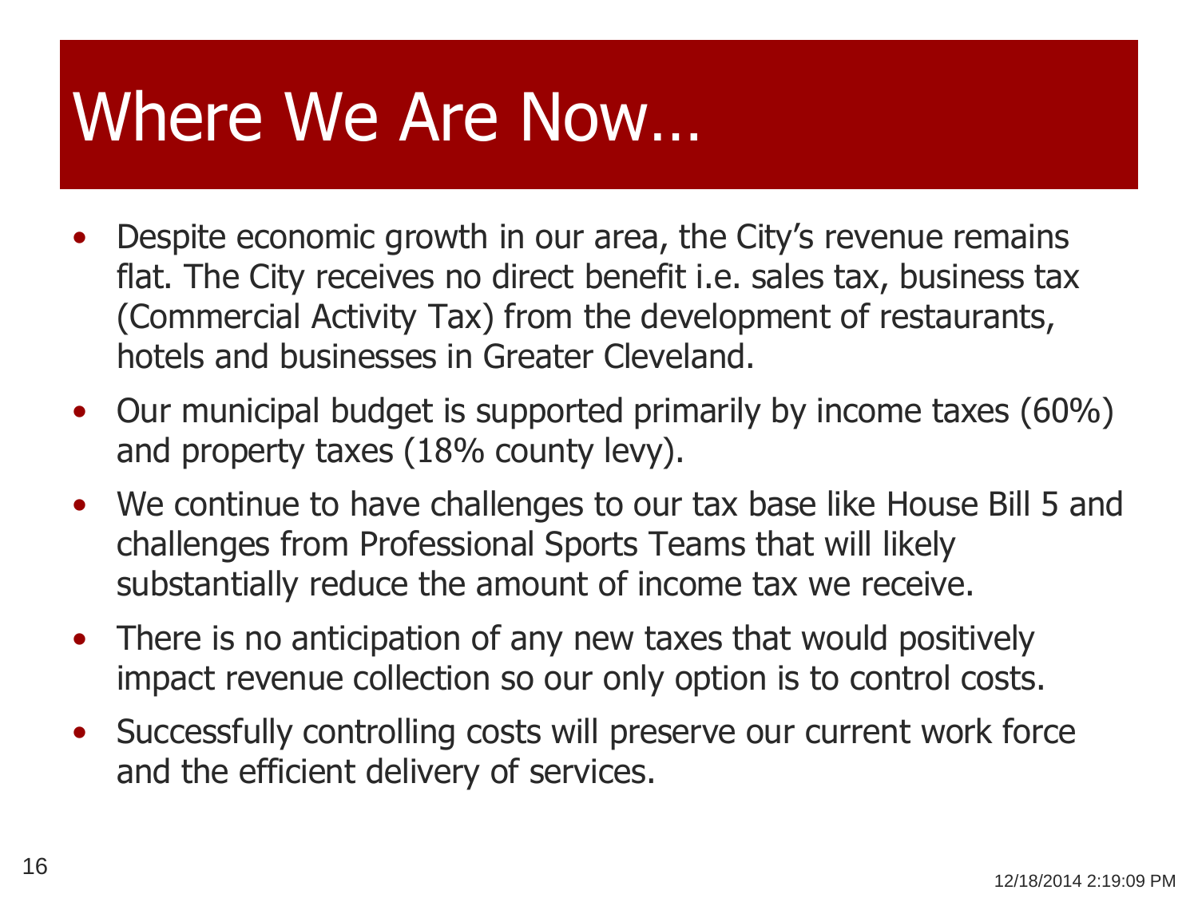# Where We Are Now…

- Despite economic growth in our area, the City's revenue remains flat. The City receives no direct benefit i.e. sales tax, business tax (Commercial Activity Tax) from the development of restaurants, hotels and businesses in Greater Cleveland.
- Our municipal budget is supported primarily by income taxes (60%) and property taxes (18% county levy).
- We continue to have challenges to our tax base like House Bill 5 and challenges from Professional Sports Teams that will likely substantially reduce the amount of income tax we receive.
- There is no anticipation of any new taxes that would positively impact revenue collection so our only option is to control costs.
- Successfully controlling costs will preserve our current work force and the efficient delivery of services.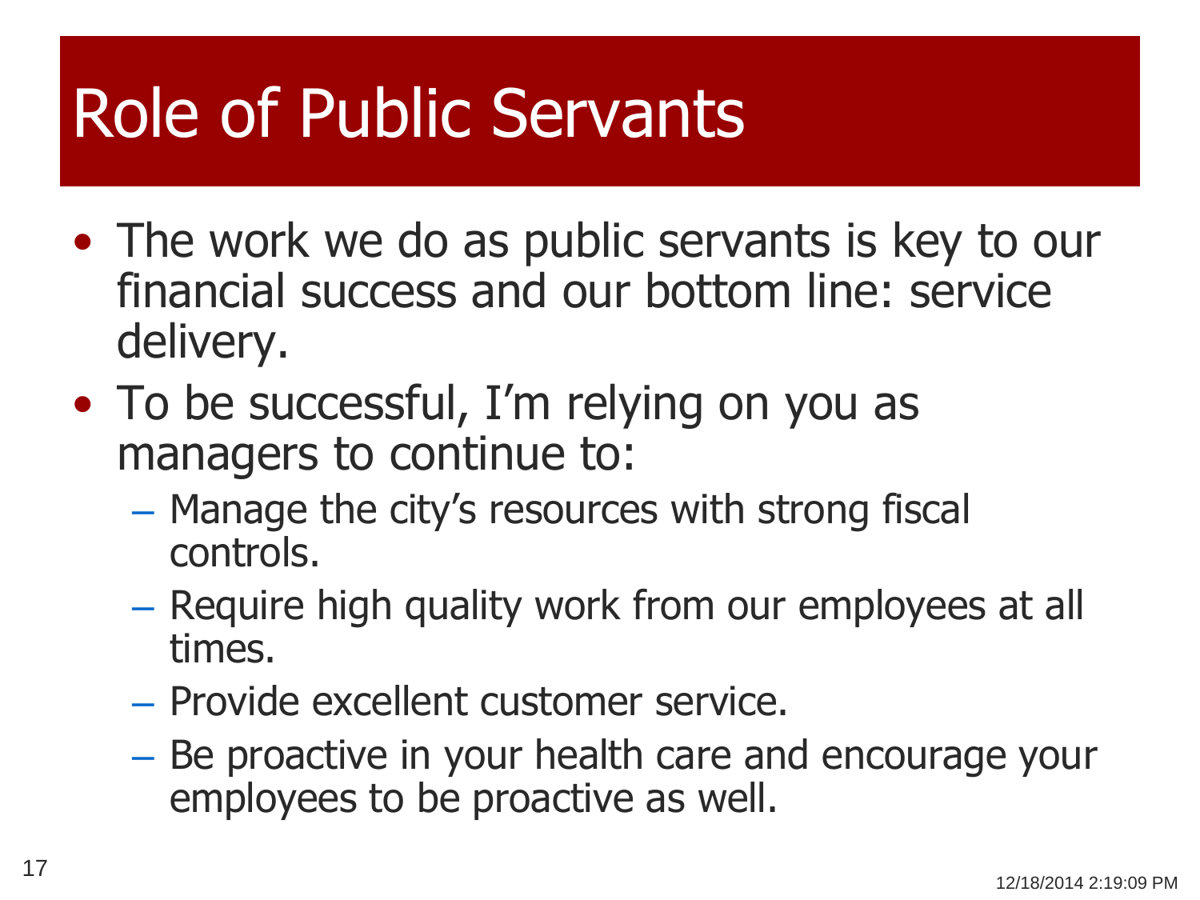# Role of Public Servants

- The work we do as public servants is key to our financial success and our bottom line: service delivery.
- To be successful, I'm relying on you as managers to continue to:
  - Manage the city's resources with strong fiscal controls.
  - Require high quality work from our employees at all times.
  - Provide excellent customer service.
  - Be proactive in your health care and encourage your employees to be proactive as well.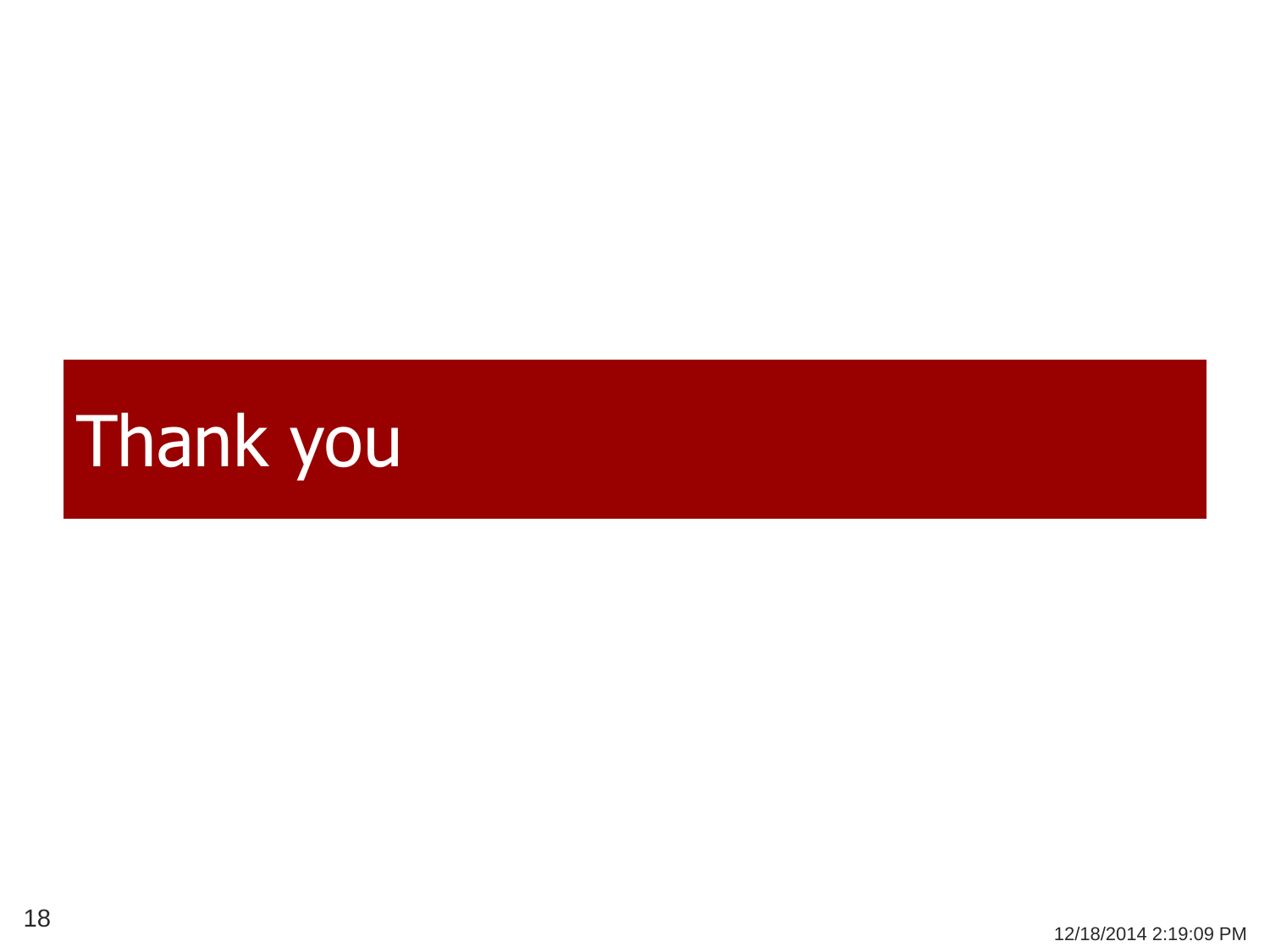# Thank you